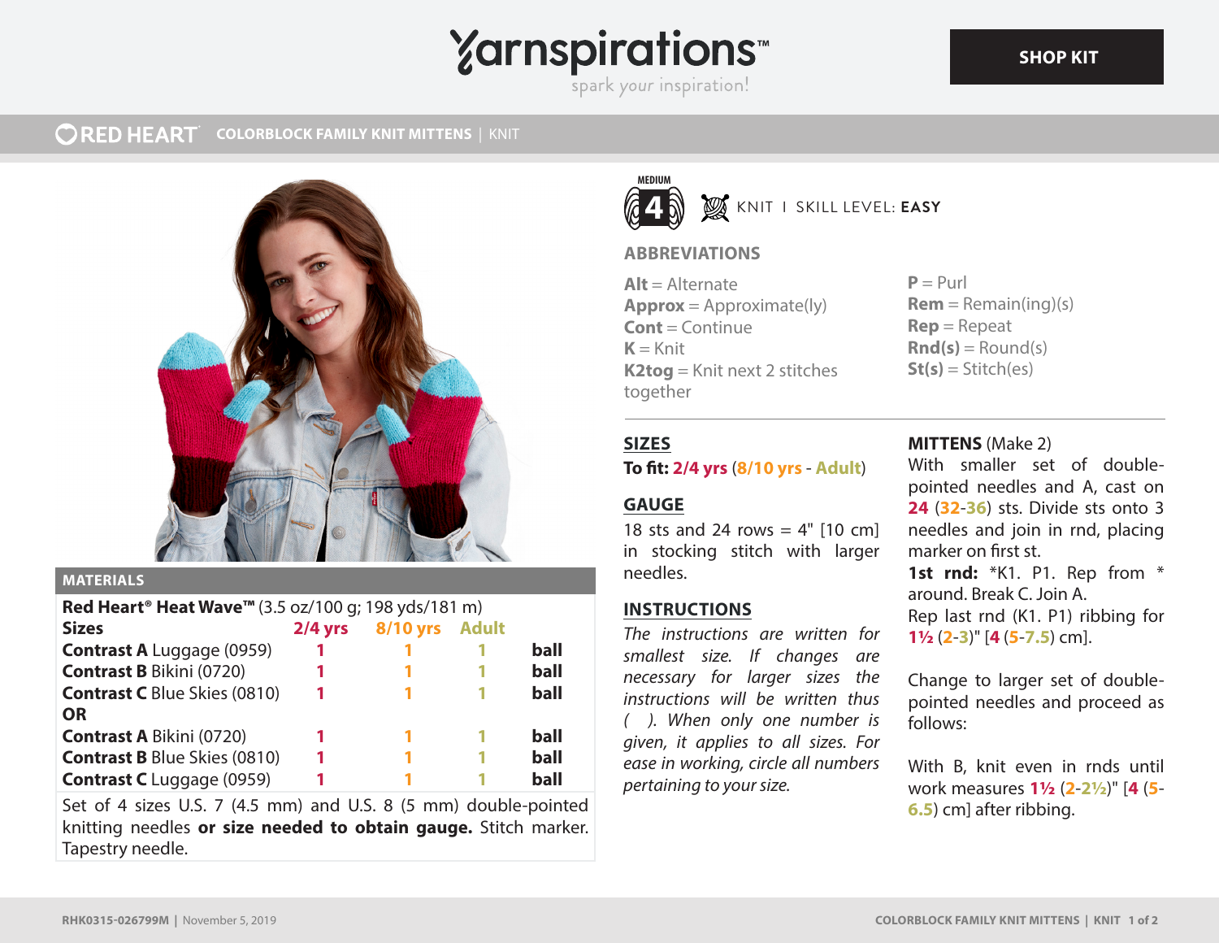# COLORBLOCK FAMILY KNIT MITTENS | KNIT

RED HEART

MEDIUM 4 — KNIT | SKILL LEVEL: **EASY**

## ABBREVIATIONS

**Alt** = Alternate
**Approx** = Approximate(ly)
**Cont** = Continue
**K** = Knit
**K2tog** = Knit next 2 stitches together
**P** = Purl
**Rem** = Remain(ing)(s)
**Rep** = Repeat
**Rnd(s)** = Round(s)
**St(s)** = Stitch(es)

## MATERIALS

**Red Heart® Heat Wave™** (3.5 oz/100 g; 198 yds/181 m)

| Sizes | 2/4 yrs | 8/10 yrs | Adult | |
|---|---|---|---|---|
| **Contrast A** Luggage (0959) | 1 | 1 | 1 | ball |
| **Contrast B** Bikini (0720) | 1 | 1 | 1 | ball |
| **Contrast C** Blue Skies (0810) | 1 | 1 | 1 | ball |
| **OR** | | | | |
| **Contrast A** Bikini (0720) | 1 | 1 | 1 | ball |
| **Contrast B** Blue Skies (0810) | 1 | 1 | 1 | ball |
| **Contrast C** Luggage (0959) | 1 | 1 | 1 | ball |

Set of 4 sizes U.S. 7 (4.5 mm) and U.S. 8 (5 mm) double-pointed knitting needles **or size needed to obtain gauge.** Stitch marker. Tapestry needle.

## SIZES

**To fit:** **2/4 yrs** (**8/10 yrs** - **Adult**)

## GAUGE

18 sts and 24 rows = 4" [10 cm] in stocking stitch with larger needles.

## INSTRUCTIONS

*The instructions are written for smallest size. If changes are necessary for larger sizes the instructions will be written thus ( ). When only one number is given, it applies to all sizes. For ease in working, circle all numbers pertaining to your size.*

**MITTENS** (Make 2)

With smaller set of double-pointed needles and A, cast on **24** (**32**-**36**) sts. Divide sts onto 3 needles and join in rnd, placing marker on first st.

**1st rnd:** *K1. P1. Rep from * around. Break C. Join A.

Rep last rnd (K1. P1) ribbing for **1½** (**2**-**3**)" [**4** (**5**-**7.5**) cm].

Change to larger set of double-pointed needles and proceed as follows:

With B, knit even in rnds until work measures **1½** (**2**-**2½**)" [**4** (**5**-**6.5**) cm] after ribbing.

RHK0315-026799M | November 5, 2019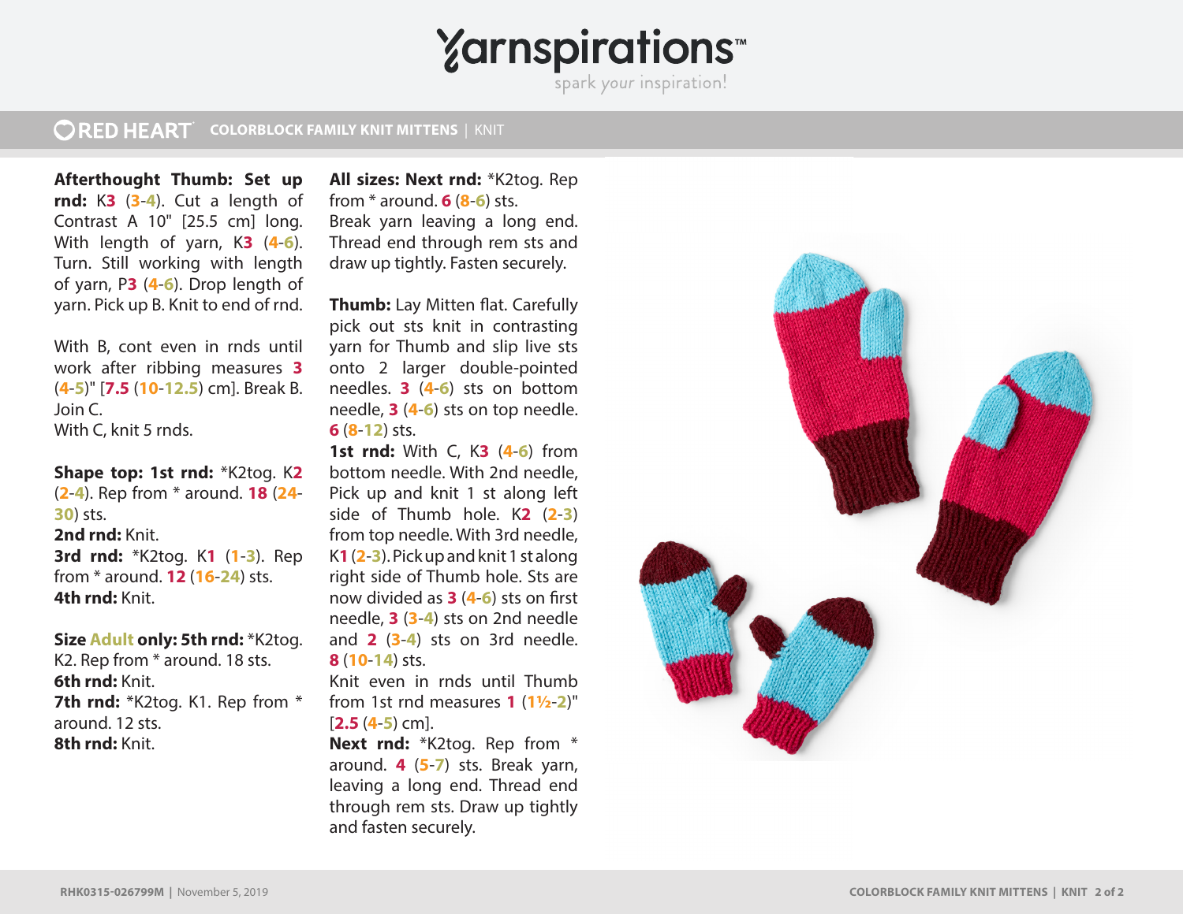**Afterthought Thumb: Set up rnd:** K3 (3-4). Cut a length of Contrast A 10" [25.5 cm] long. With length of yarn, K3 (4-6). Turn. Still working with length of yarn, P3 (4-6). Drop length of yarn. Pick up B. Knit to end of rnd.

With B, cont even in rnds until work after ribbing measures 3 (4-5)" [7.5 (10-12.5) cm]. Break B. Join C.
With C, knit 5 rnds.

**Shape top: 1st rnd:** *K2tog. K2 (2-4). Rep from * around. 18 (24-30) sts.
**2nd rnd:** Knit.
**3rd rnd:** *K2tog. K1 (1-3). Rep from * around. 12 (16-24) sts.
**4th rnd:** Knit.

**Size Adult only: 5th rnd:** *K2tog. K2. Rep from * around. 18 sts.
**6th rnd:** Knit.
**7th rnd:** *K2tog. K1. Rep from * around. 12 sts.
**8th rnd:** Knit.

**All sizes: Next rnd:** *K2tog. Rep from * around. 6 (8-6) sts.
Break yarn leaving a long end. Thread end through rem sts and draw up tightly. Fasten securely.

**Thumb:** Lay Mitten flat. Carefully pick out sts knit in contrasting yarn for Thumb and slip live sts onto 2 larger double-pointed needles. 3 (4-6) sts on bottom needle, 3 (4-6) sts on top needle. 6 (8-12) sts.
**1st rnd:** With C, K3 (4-6) from bottom needle. With 2nd needle, Pick up and knit 1 st along left side of Thumb hole. K2 (2-3) from top needle. With 3rd needle, K1 (2-3). Pick up and knit 1 st along right side of Thumb hole. Sts are now divided as 3 (4-6) sts on first needle, 3 (3-4) sts on 2nd needle and 2 (3-4) sts on 3rd needle. 8 (10-14) sts.
Knit even in rnds until Thumb from 1st rnd measures 1 (1½-2)" [2.5 (4-5) cm].
**Next rnd:** *K2tog. Rep from * around. 4 (5-7) sts. Break yarn, leaving a long end. Thread end through rem sts. Draw up tightly and fasten securely.

RHK0315-026799M | November 5, 2019